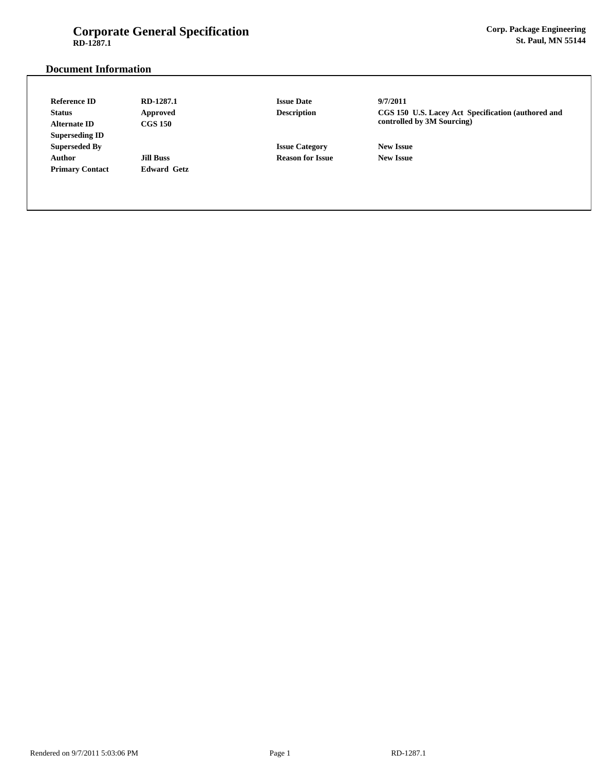# Corporate General Specification

**RD-1287.1**

**Corp. Package Engineering**
**St. Paul, MN 55144**

## Document Information

| | | | |
|---|---|---|---|
| **Reference ID** | RD-1287.1 | **Issue Date** | 9/7/2011 |
| **Status** | Approved | **Description** | CGS 150 U.S. Lacey Act Specification (authored and controlled by 3M Sourcing) |
| **Alternate ID** | CGS 150 | | |
| **Superseding ID** | | | |
| **Superseded By** | | **Issue Category** | New Issue |
| **Author** | Jill Buss | **Reason for Issue** | New Issue |
| **Primary Contact** | Edward Getz | | |

Rendered on 9/7/2011 5:03:06 PM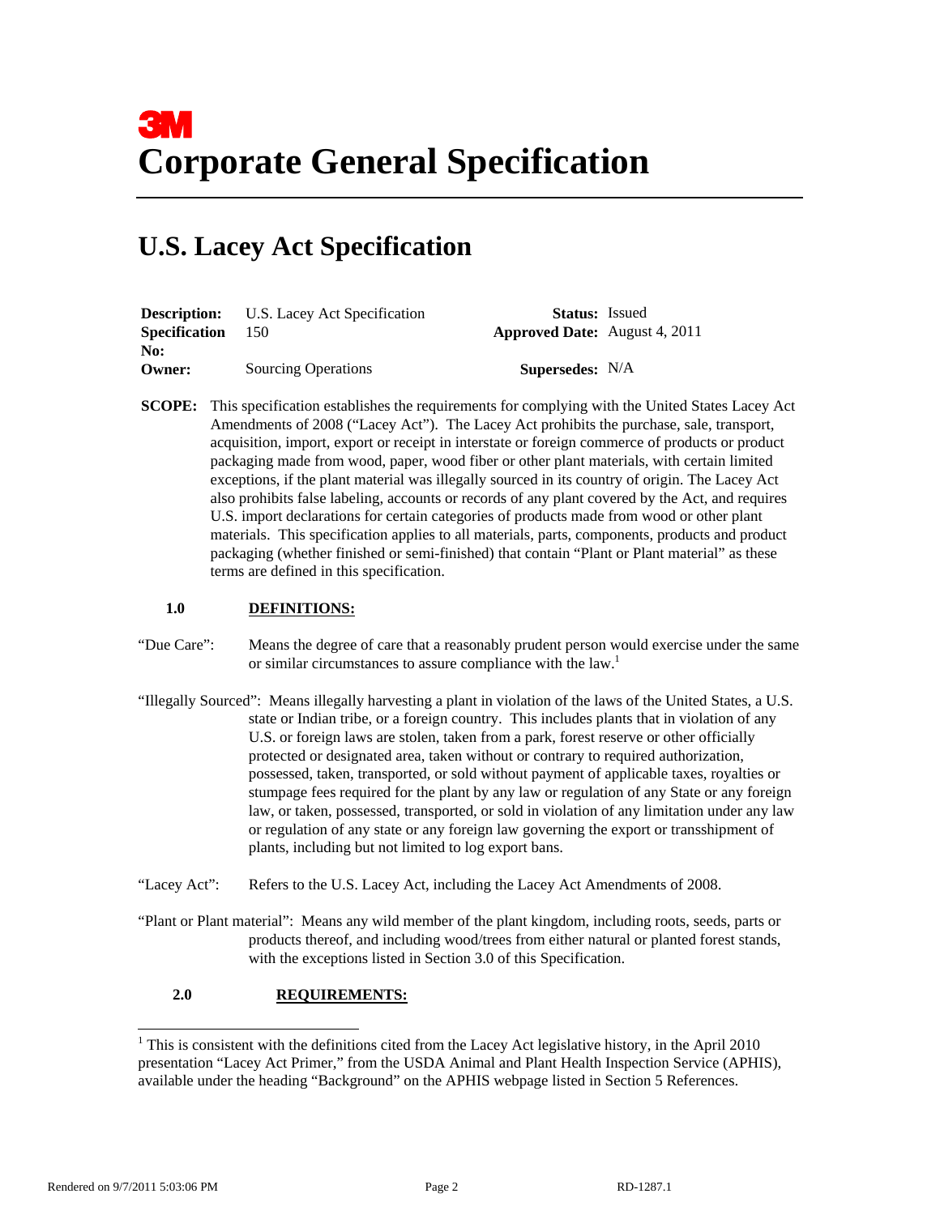# 3M Corporate General Specification

## U.S. Lacey Act Specification

| | | | |
|---|---|---|---|
| **Description:** | U.S. Lacey Act Specification | **Status:** | Issued |
| **Specification No:** | 150 | **Approved Date:** | August 4, 2011 |
| **Owner:** | Sourcing Operations | **Supersedes:** | N/A |

**SCOPE:** This specification establishes the requirements for complying with the United States Lacey Act Amendments of 2008 ("Lacey Act"). The Lacey Act prohibits the purchase, sale, transport, acquisition, import, export or receipt in interstate or foreign commerce of products or product packaging made from wood, paper, wood fiber or other plant materials, with certain limited exceptions, if the plant material was illegally sourced in its country of origin. The Lacey Act also prohibits false labeling, accounts or records of any plant covered by the Act, and requires U.S. import declarations for certain categories of products made from wood or other plant materials. This specification applies to all materials, parts, components, products and product packaging (whether finished or semi-finished) that contain "Plant or Plant material" as these terms are defined in this specification.

### 1.0 DEFINITIONS:

"Due Care": Means the degree of care that a reasonably prudent person would exercise under the same or similar circumstances to assure compliance with the law.[1]

"Illegally Sourced": Means illegally harvesting a plant in violation of the laws of the United States, a U.S. state or Indian tribe, or a foreign country. This includes plants that in violation of any U.S. or foreign laws are stolen, taken from a park, forest reserve or other officially protected or designated area, taken without or contrary to required authorization, possessed, taken, transported, or sold without payment of applicable taxes, royalties or stumpage fees required for the plant by any law or regulation of any State or any foreign law, or taken, possessed, transported, or sold in violation of any limitation under any law or regulation of any state or any foreign law governing the export or transshipment of plants, including but not limited to log export bans.

"Lacey Act": Refers to the U.S. Lacey Act, including the Lacey Act Amendments of 2008.

"Plant or Plant material": Means any wild member of the plant kingdom, including roots, seeds, parts or products thereof, and including wood/trees from either natural or planted forest stands, with the exceptions listed in Section 3.0 of this Specification.

### 2.0 REQUIREMENTS:

---

[1] This is consistent with the definitions cited from the Lacey Act legislative history, in the April 2010 presentation "Lacey Act Primer," from the USDA Animal and Plant Health Inspection Service (APHIS), available under the heading "Background" on the APHIS webpage listed in Section 5 References.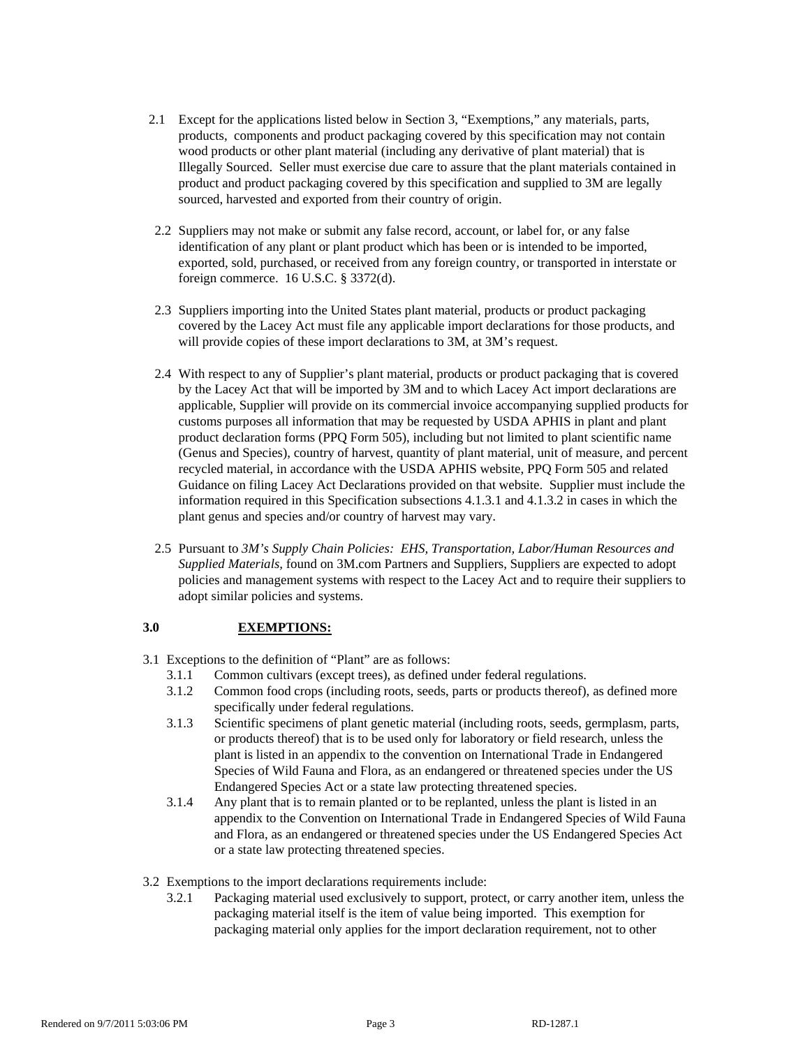2.1 Except for the applications listed below in Section 3, "Exemptions," any materials, parts, products, components and product packaging covered by this specification may not contain wood products or other plant material (including any derivative of plant material) that is Illegally Sourced. Seller must exercise due care to assure that the plant materials contained in product and product packaging covered by this specification and supplied to 3M are legally sourced, harvested and exported from their country of origin.

2.2 Suppliers may not make or submit any false record, account, or label for, or any false identification of any plant or plant product which has been or is intended to be imported, exported, sold, purchased, or received from any foreign country, or transported in interstate or foreign commerce. 16 U.S.C. § 3372(d).

2.3 Suppliers importing into the United States plant material, products or product packaging covered by the Lacey Act must file any applicable import declarations for those products, and will provide copies of these import declarations to 3M, at 3M's request.

2.4 With respect to any of Supplier's plant material, products or product packaging that is covered by the Lacey Act that will be imported by 3M and to which Lacey Act import declarations are applicable, Supplier will provide on its commercial invoice accompanying supplied products for customs purposes all information that may be requested by USDA APHIS in plant and plant product declaration forms (PPQ Form 505), including but not limited to plant scientific name (Genus and Species), country of harvest, quantity of plant material, unit of measure, and percent recycled material, in accordance with the USDA APHIS website, PPQ Form 505 and related Guidance on filing Lacey Act Declarations provided on that website. Supplier must include the information required in this Specification subsections 4.1.3.1 and 4.1.3.2 in cases in which the plant genus and species and/or country of harvest may vary.

2.5 Pursuant to *3M's Supply Chain Policies: EHS, Transportation, Labor/Human Resources and Supplied Materials,* found on 3M.com Partners and Suppliers, Suppliers are expected to adopt policies and management systems with respect to the Lacey Act and to require their suppliers to adopt similar policies and systems.

## 3.0 EXEMPTIONS:

3.1 Exceptions to the definition of "Plant" are as follows:

- 3.1.1 Common cultivars (except trees), as defined under federal regulations.
- 3.1.2 Common food crops (including roots, seeds, parts or products thereof), as defined more specifically under federal regulations.
- 3.1.3 Scientific specimens of plant genetic material (including roots, seeds, germplasm, parts, or products thereof) that is to be used only for laboratory or field research, unless the plant is listed in an appendix to the convention on International Trade in Endangered Species of Wild Fauna and Flora, as an endangered or threatened species under the US Endangered Species Act or a state law protecting threatened species.
- 3.1.4 Any plant that is to remain planted or to be replanted, unless the plant is listed in an appendix to the Convention on International Trade in Endangered Species of Wild Fauna and Flora, as an endangered or threatened species under the US Endangered Species Act or a state law protecting threatened species.

3.2 Exemptions to the import declarations requirements include:

- 3.2.1 Packaging material used exclusively to support, protect, or carry another item, unless the packaging material itself is the item of value being imported. This exemption for packaging material only applies for the import declaration requirement, not to other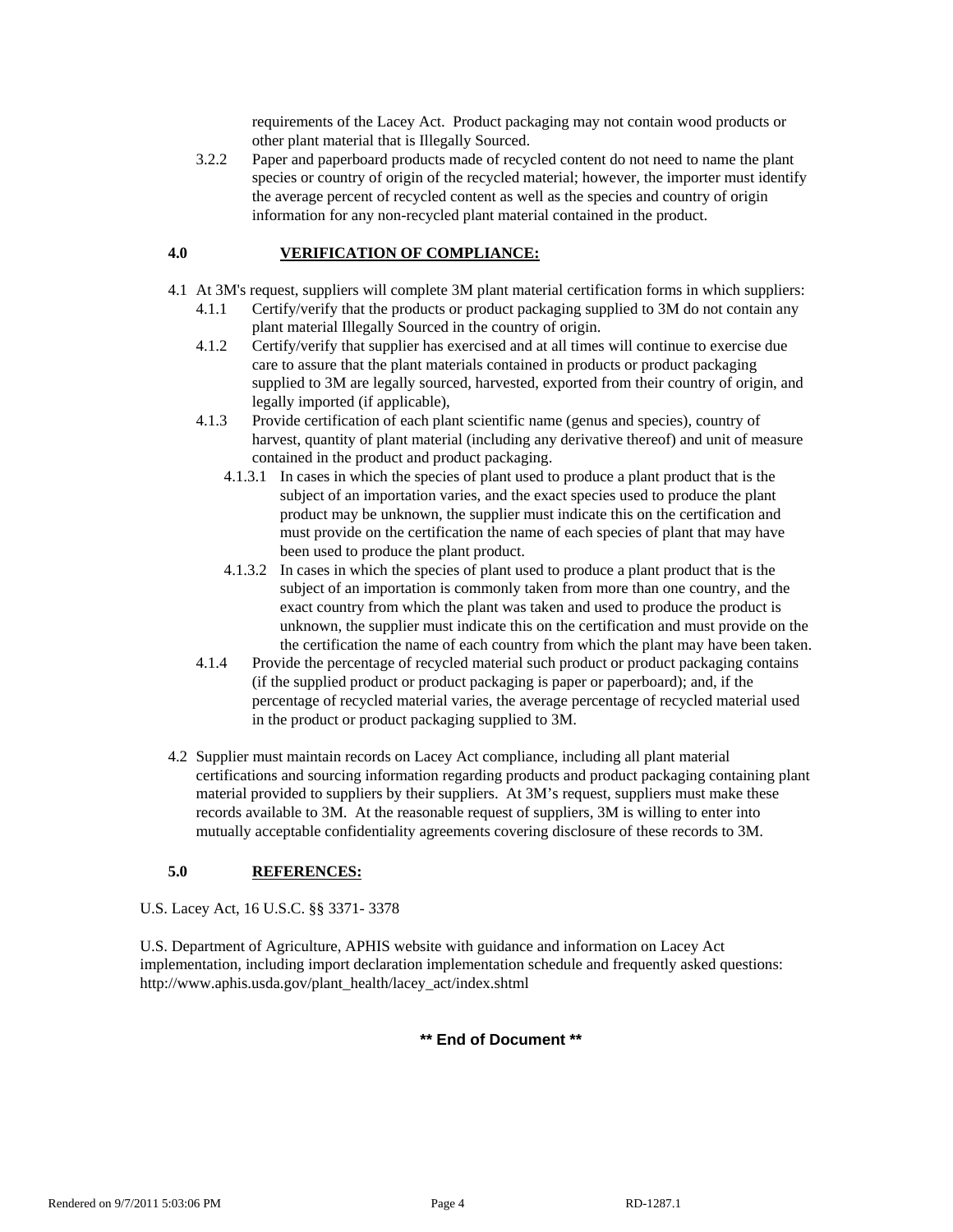requirements of the Lacey Act. Product packaging may not contain wood products or other plant material that is Illegally Sourced.

3.2.2 Paper and paperboard products made of recycled content do not need to name the plant species or country of origin of the recycled material; however, the importer must identify the average percent of recycled content as well as the species and country of origin information for any non-recycled plant material contained in the product.

## 4.0 VERIFICATION OF COMPLIANCE:

4.1 At 3M's request, suppliers will complete 3M plant material certification forms in which suppliers:

4.1.1 Certify/verify that the products or product packaging supplied to 3M do not contain any plant material Illegally Sourced in the country of origin.

4.1.2 Certify/verify that supplier has exercised and at all times will continue to exercise due care to assure that the plant materials contained in products or product packaging supplied to 3M are legally sourced, harvested, exported from their country of origin, and legally imported (if applicable),

4.1.3 Provide certification of each plant scientific name (genus and species), country of harvest, quantity of plant material (including any derivative thereof) and unit of measure contained in the product and product packaging.

4.1.3.1 In cases in which the species of plant used to produce a plant product that is the subject of an importation varies, and the exact species used to produce the plant product may be unknown, the supplier must indicate this on the certification and must provide on the certification the name of each species of plant that may have been used to produce the plant product.

4.1.3.2 In cases in which the species of plant used to produce a plant product that is the subject of an importation is commonly taken from more than one country, and the exact country from which the plant was taken and used to produce the product is unknown, the supplier must indicate this on the certification and must provide on the the certification the name of each country from which the plant may have been taken.

4.1.4 Provide the percentage of recycled material such product or product packaging contains (if the supplied product or product packaging is paper or paperboard); and, if the percentage of recycled material varies, the average percentage of recycled material used in the product or product packaging supplied to 3M.

4.2 Supplier must maintain records on Lacey Act compliance, including all plant material certifications and sourcing information regarding products and product packaging containing plant material provided to suppliers by their suppliers. At 3M's request, suppliers must make these records available to 3M. At the reasonable request of suppliers, 3M is willing to enter into mutually acceptable confidentiality agreements covering disclosure of these records to 3M.

## 5.0 REFERENCES:

U.S. Lacey Act, 16 U.S.C. §§ 3371- 3378

U.S. Department of Agriculture, APHIS website with guidance and information on Lacey Act implementation, including import declaration implementation schedule and frequently asked questions: http://www.aphis.usda.gov/plant_health/lacey_act/index.shtml

**\** End of Document \*\***